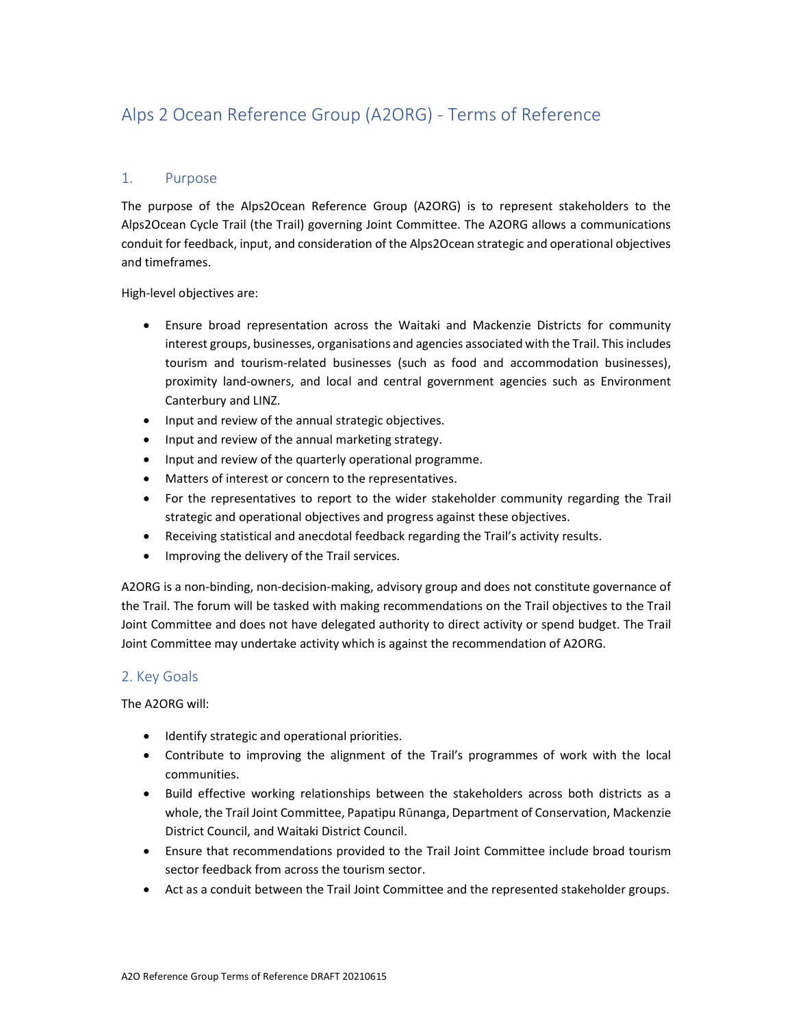# Alps 2 Ocean Reference Group (A2ORG) - Terms of Reference

## 1. Purpose

The purpose of the Alps2Ocean Reference Group (A2ORG) is to represent stakeholders to the Alps2Ocean Cycle Trail (the Trail) governing Joint Committee. The A2ORG allows a communications conduit for feedback, input, and consideration of the Alps2Ocean strategic and operational objectives and timeframes.

High-level objectives are:

- Ensure broad representation across the Waitaki and Mackenzie Districts for community interest groups, businesses, organisations and agencies associated with the Trail. This includes tourism and tourism-related businesses (such as food and accommodation businesses), proximity land-owners, and local and central government agencies such as Environment Canterbury and LINZ.
- Input and review of the annual strategic objectives.
- Input and review of the annual marketing strategy.
- Input and review of the quarterly operational programme.
- Matters of interest or concern to the representatives.
- For the representatives to report to the wider stakeholder community regarding the Trail strategic and operational objectives and progress against these objectives.
- Receiving statistical and anecdotal feedback regarding the Trail's activity results.
- Improving the delivery of the Trail services.

A2ORG is a non-binding, non-decision-making, advisory group and does not constitute governance of the Trail. The forum will be tasked with making recommendations on the Trail objectives to the Trail Joint Committee and does not have delegated authority to direct activity or spend budget. The Trail Joint Committee may undertake activity which is against the recommendation of A2ORG.

## 2. Key Goals

The A2ORG will:

- Identify strategic and operational priorities.
- Contribute to improving the alignment of the Trail's programmes of work with the local communities.
- Build effective working relationships between the stakeholders across both districts as a whole, the Trail Joint Committee, Papatipu Rūnanga, Department of Conservation, Mackenzie District Council, and Waitaki District Council.
- Ensure that recommendations provided to the Trail Joint Committee include broad tourism sector feedback from across the tourism sector.
- Act as a conduit between the Trail Joint Committee and the represented stakeholder groups.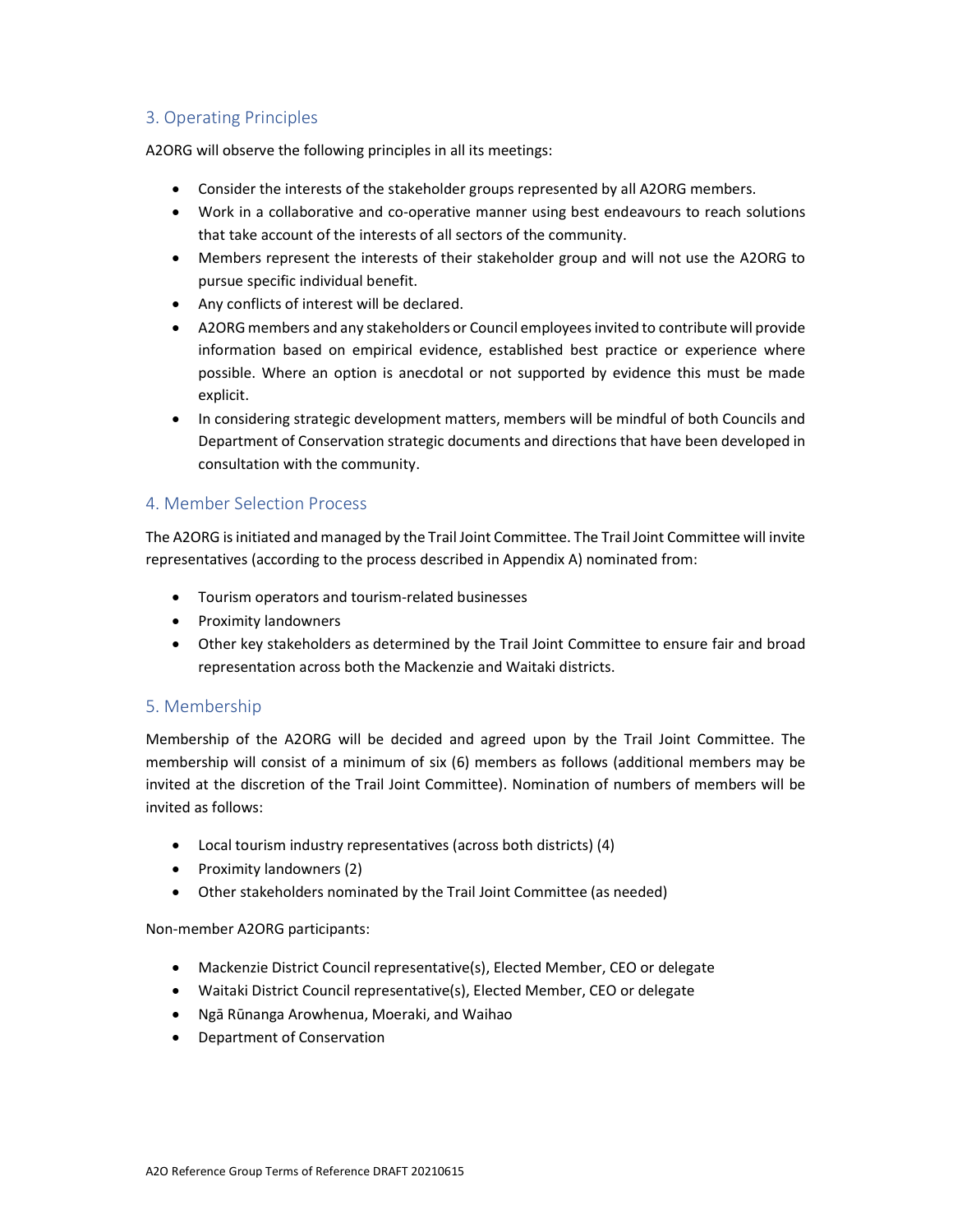## 3. Operating Principles

A2ORG will observe the following principles in all its meetings:

- Consider the interests of the stakeholder groups represented by all A2ORG members.
- Work in a collaborative and co-operative manner using best endeavours to reach solutions that take account of the interests of all sectors of the community.
- Members represent the interests of their stakeholder group and will not use the A2ORG to pursue specific individual benefit.
- Any conflicts of interest will be declared.
- A2ORG members and any stakeholders or Council employees invited to contribute will provide information based on empirical evidence, established best practice or experience where possible. Where an option is anecdotal or not supported by evidence this must be made explicit.
- In considering strategic development matters, members will be mindful of both Councils and Department of Conservation strategic documents and directions that have been developed in consultation with the community.

## 4. Member Selection Process

The A2ORG is initiated and managed by the Trail Joint Committee. The Trail Joint Committee will invite representatives (according to the process described in Appendix A) nominated from:

- Tourism operators and tourism-related businesses
- Proximity landowners
- Other key stakeholders as determined by the Trail Joint Committee to ensure fair and broad representation across both the Mackenzie and Waitaki districts.

## 5. Membership

Membership of the A2ORG will be decided and agreed upon by the Trail Joint Committee. The membership will consist of a minimum of six (6) members as follows (additional members may be invited at the discretion of the Trail Joint Committee). Nomination of numbers of members will be invited as follows:

- Local tourism industry representatives (across both districts) (4)
- Proximity landowners (2)
- Other stakeholders nominated by the Trail Joint Committee (as needed)

Non-member A2ORG participants:

- Mackenzie District Council representative(s), Elected Member, CEO or delegate
- Waitaki District Council representative(s), Elected Member, CEO or delegate
- Ngā Rūnanga Arowhenua, Moeraki, and Waihao
- Department of Conservation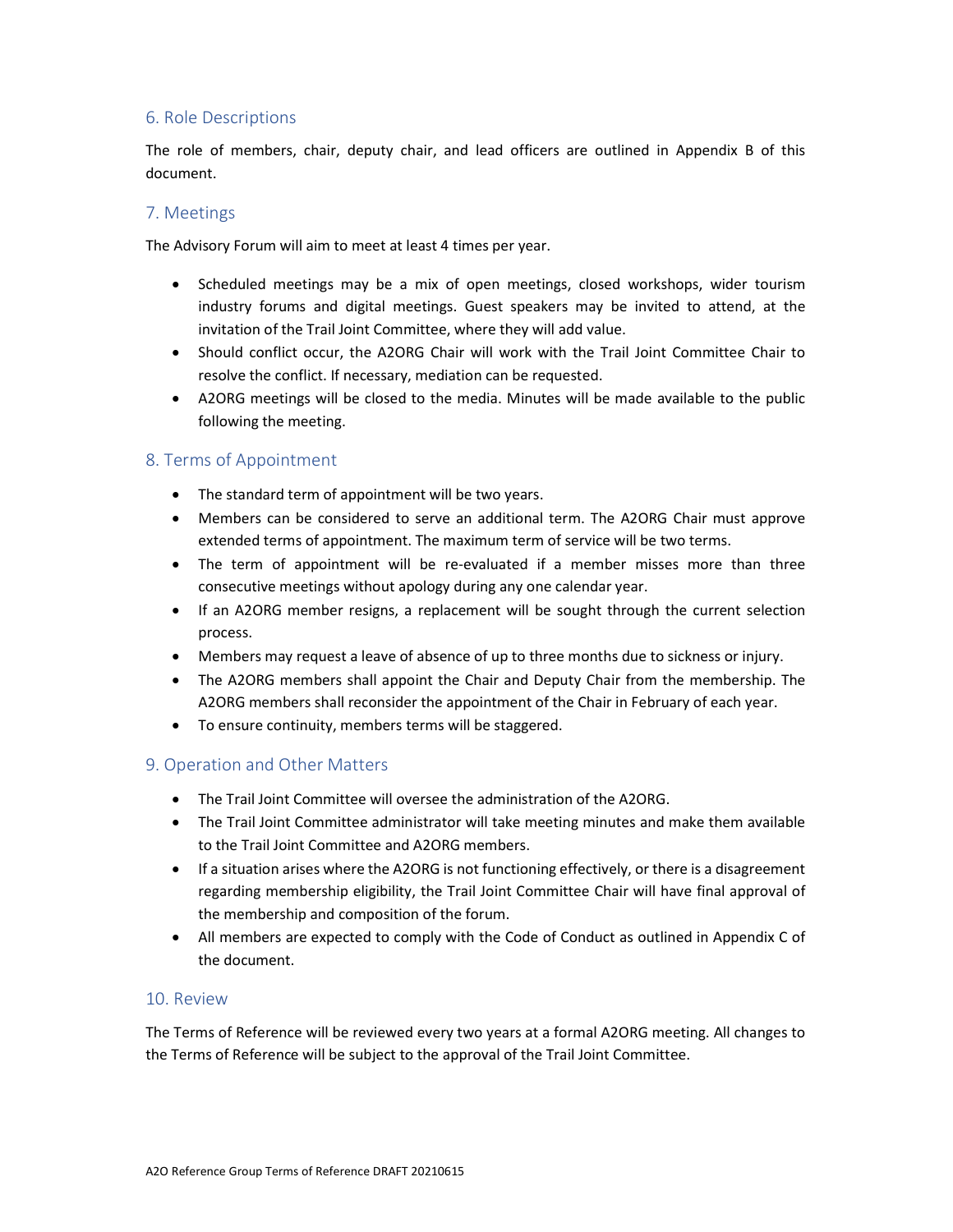## 6. Role Descriptions

The role of members, chair, deputy chair, and lead officers are outlined in Appendix B of this document.

## 7. Meetings

The Advisory Forum will aim to meet at least 4 times per year.

- Scheduled meetings may be a mix of open meetings, closed workshops, wider tourism industry forums and digital meetings. Guest speakers may be invited to attend, at the invitation of the Trail Joint Committee, where they will add value.
- Should conflict occur, the A2ORG Chair will work with the Trail Joint Committee Chair to resolve the conflict. If necessary, mediation can be requested.
- A2ORG meetings will be closed to the media. Minutes will be made available to the public following the meeting.

## 8. Terms of Appointment

- The standard term of appointment will be two years.
- Members can be considered to serve an additional term. The A2ORG Chair must approve extended terms of appointment. The maximum term of service will be two terms.
- The term of appointment will be re-evaluated if a member misses more than three consecutive meetings without apology during any one calendar year.
- If an A2ORG member resigns, a replacement will be sought through the current selection process.
- Members may request a leave of absence of up to three months due to sickness or injury.
- The A2ORG members shall appoint the Chair and Deputy Chair from the membership. The A2ORG members shall reconsider the appointment of the Chair in February of each year.
- To ensure continuity, members terms will be staggered.

## 9. Operation and Other Matters

- The Trail Joint Committee will oversee the administration of the A2ORG.
- The Trail Joint Committee administrator will take meeting minutes and make them available to the Trail Joint Committee and A2ORG members.
- If a situation arises where the A2ORG is not functioning effectively, or there is a disagreement regarding membership eligibility, the Trail Joint Committee Chair will have final approval of the membership and composition of the forum.
- All members are expected to comply with the Code of Conduct as outlined in Appendix C of the document.

## 10. Review

The Terms of Reference will be reviewed every two years at a formal A2ORG meeting. All changes to the Terms of Reference will be subject to the approval of the Trail Joint Committee.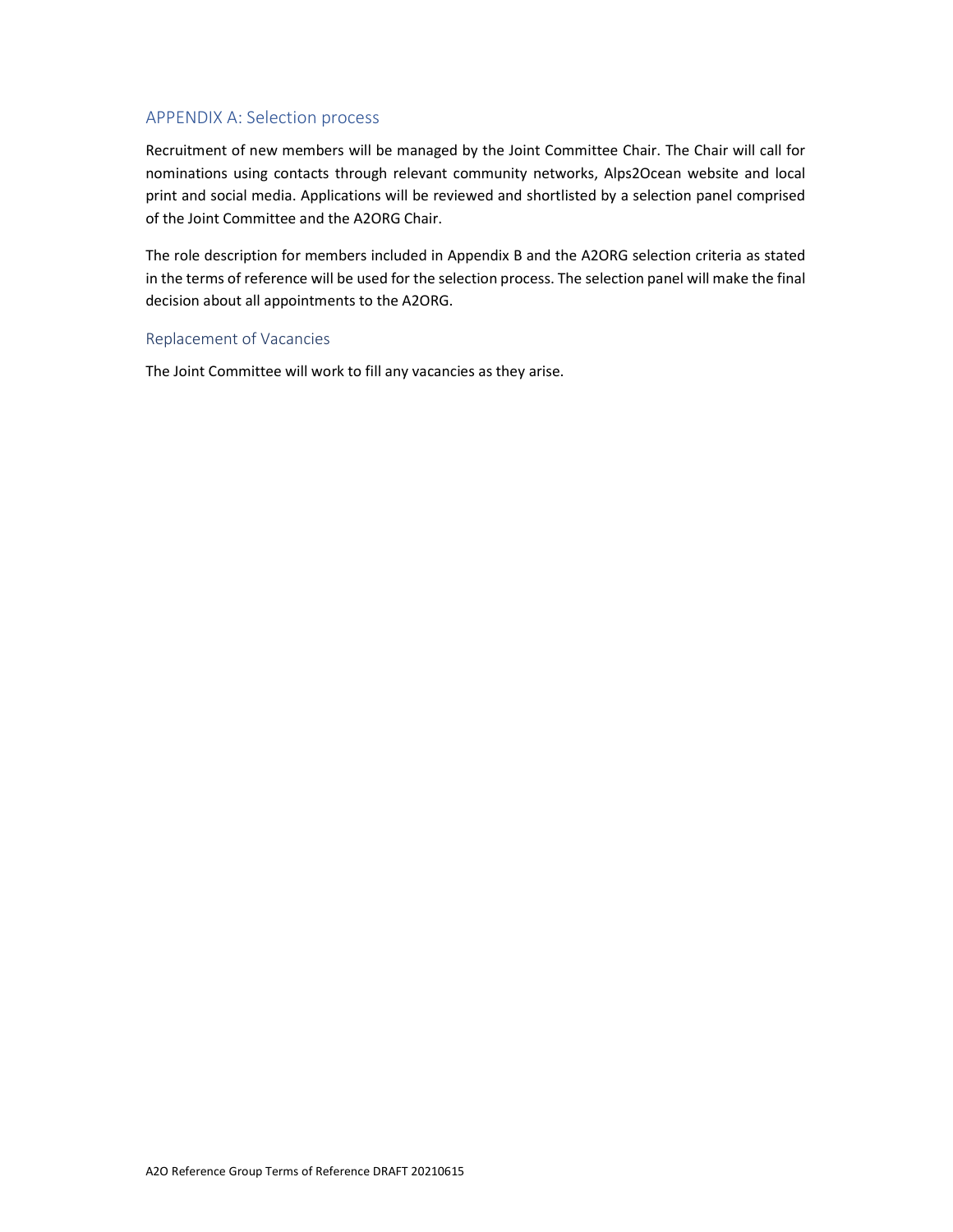## APPENDIX A: Selection process

Recruitment of new members will be managed by the Joint Committee Chair. The Chair will call for nominations using contacts through relevant community networks, Alps2Ocean website and local print and social media. Applications will be reviewed and shortlisted by a selection panel comprised of the Joint Committee and the A2ORG Chair.

The role description for members included in Appendix B and the A2ORG selection criteria as stated in the terms of reference will be used for the selection process. The selection panel will make the final decision about all appointments to the A2ORG.

### Replacement of Vacancies

The Joint Committee will work to fill any vacancies as they arise.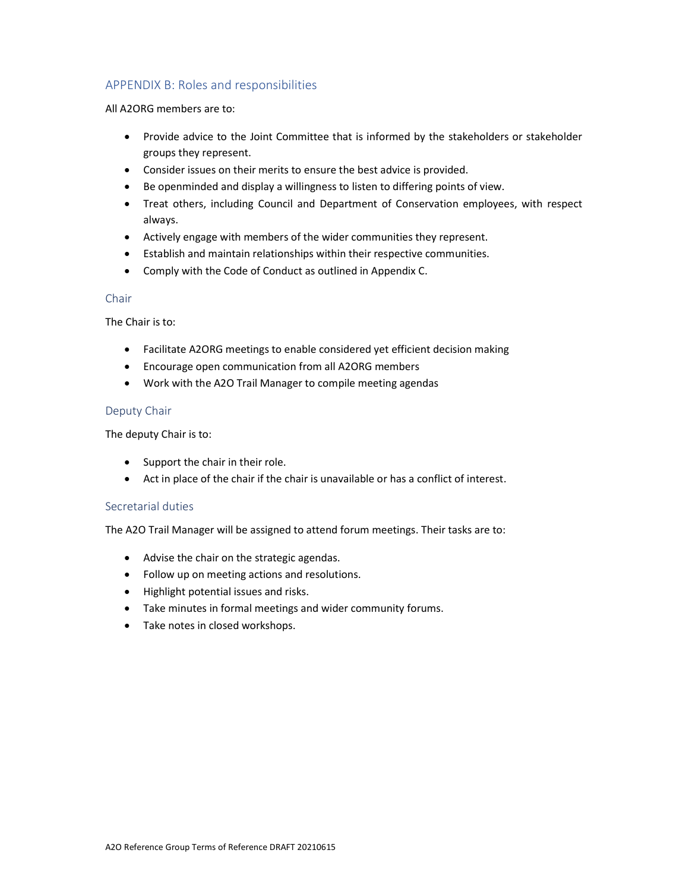## APPENDIX B: Roles and responsibilities

All A2ORG members are to:

- Provide advice to the Joint Committee that is informed by the stakeholders or stakeholder groups they represent.
- Consider issues on their merits to ensure the best advice is provided.
- Be openminded and display a willingness to listen to differing points of view.
- Treat others, including Council and Department of Conservation employees, with respect always.
- Actively engage with members of the wider communities they represent.
- Establish and maintain relationships within their respective communities.
- Comply with the Code of Conduct as outlined in Appendix C.

### Chair

The Chair is to:

- Facilitate A2ORG meetings to enable considered yet efficient decision making
- Encourage open communication from all A2ORG members
- Work with the A2O Trail Manager to compile meeting agendas

### Deputy Chair

The deputy Chair is to:

- Support the chair in their role.
- Act in place of the chair if the chair is unavailable or has a conflict of interest.

### Secretarial duties

The A2O Trail Manager will be assigned to attend forum meetings. Their tasks are to:

- Advise the chair on the strategic agendas.
- Follow up on meeting actions and resolutions.
- Highlight potential issues and risks.
- Take minutes in formal meetings and wider community forums.
- Take notes in closed workshops.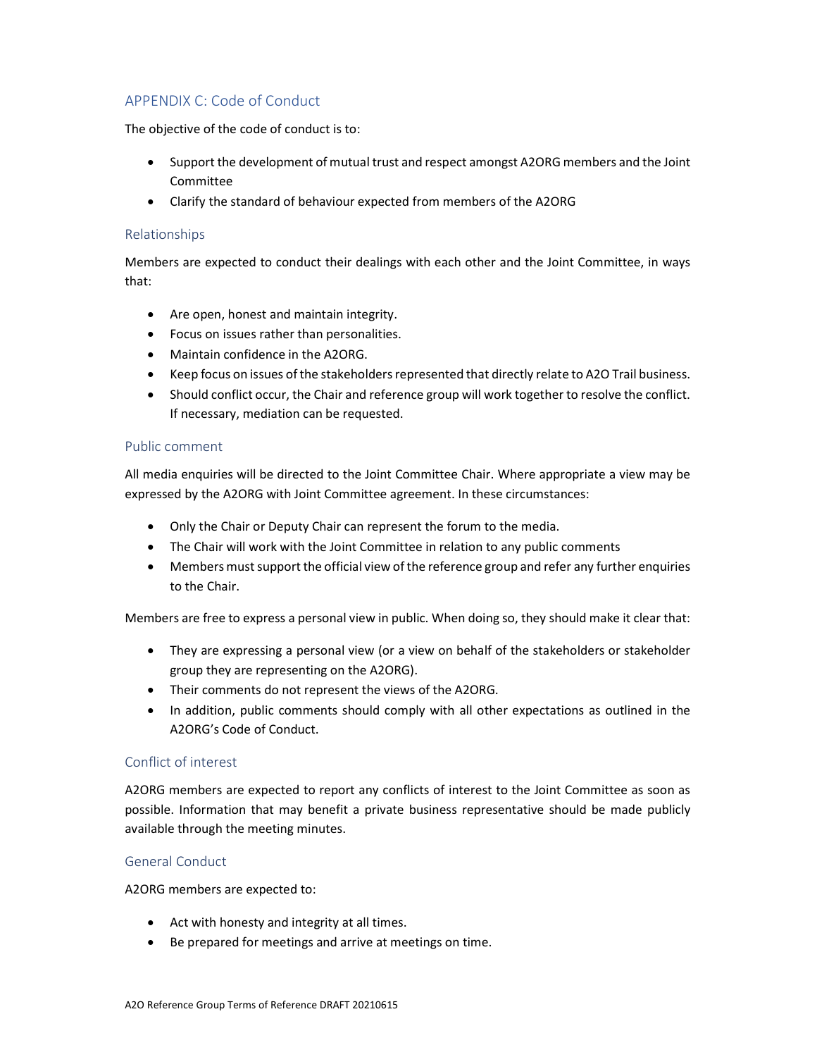## APPENDIX C: Code of Conduct

The objective of the code of conduct is to:

- Support the development of mutual trust and respect amongst A2ORG members and the Joint Committee
- Clarify the standard of behaviour expected from members of the A2ORG

### Relationships

Members are expected to conduct their dealings with each other and the Joint Committee, in ways that:

- Are open, honest and maintain integrity.
- Focus on issues rather than personalities.
- Maintain confidence in the A2ORG.
- Keep focus on issues of the stakeholders represented that directly relate to A2O Trail business.
- Should conflict occur, the Chair and reference group will work together to resolve the conflict. If necessary, mediation can be requested.

### Public comment

All media enquiries will be directed to the Joint Committee Chair. Where appropriate a view may be expressed by the A2ORG with Joint Committee agreement. In these circumstances:

- Only the Chair or Deputy Chair can represent the forum to the media.
- The Chair will work with the Joint Committee in relation to any public comments
- Members must support the official view of the reference group and refer any further enquiries to the Chair.

Members are free to express a personal view in public. When doing so, they should make it clear that:

- They are expressing a personal view (or a view on behalf of the stakeholders or stakeholder group they are representing on the A2ORG).
- Their comments do not represent the views of the A2ORG.
- In addition, public comments should comply with all other expectations as outlined in the A2ORG's Code of Conduct.

### Conflict of interest

A2ORG members are expected to report any conflicts of interest to the Joint Committee as soon as possible. Information that may benefit a private business representative should be made publicly available through the meeting minutes.

### General Conduct

A2ORG members are expected to:

- Act with honesty and integrity at all times.
- Be prepared for meetings and arrive at meetings on time.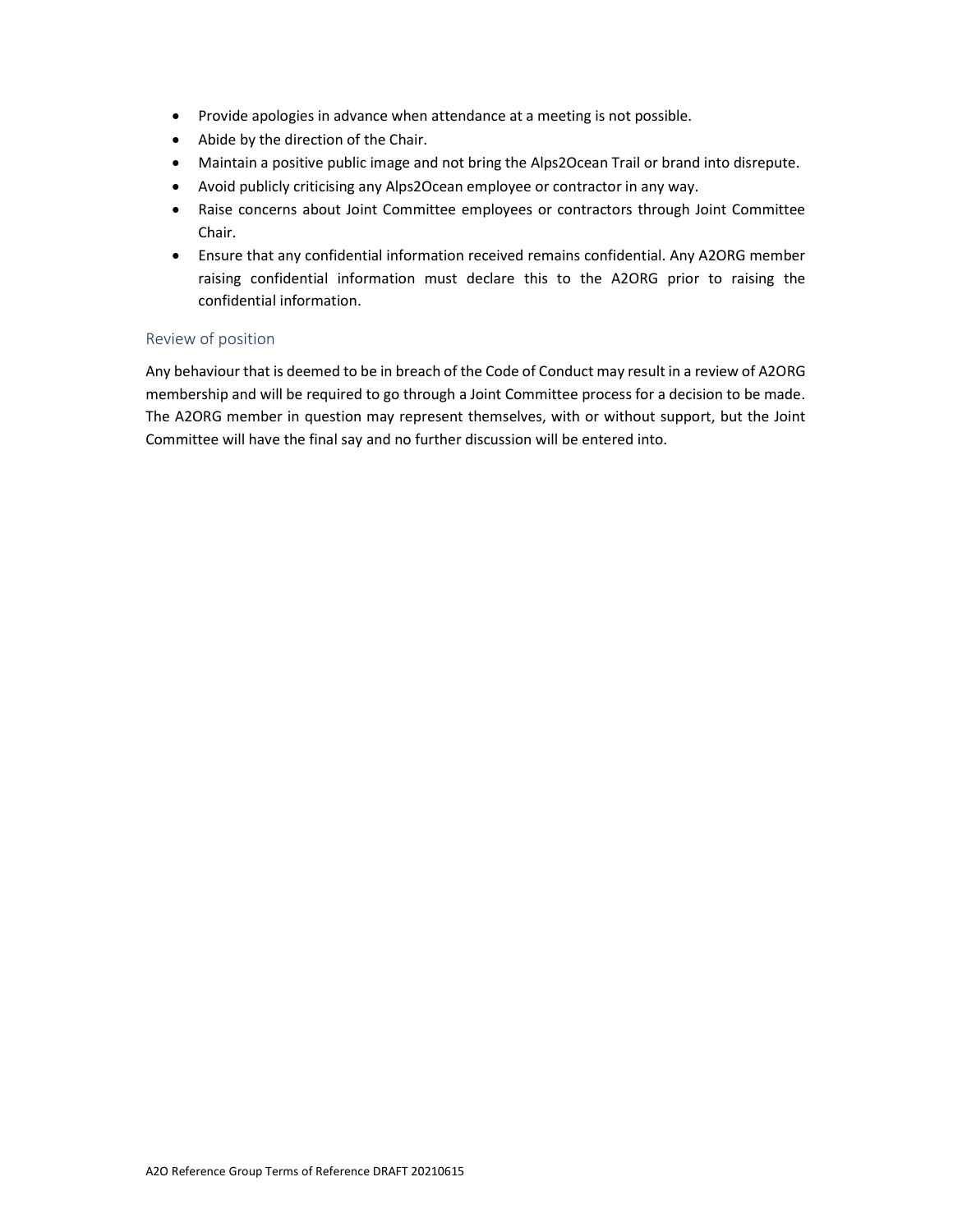- Provide apologies in advance when attendance at a meeting is not possible.
- Abide by the direction of the Chair.
- Maintain a positive public image and not bring the Alps2Ocean Trail or brand into disrepute.
- Avoid publicly criticising any Alps2Ocean employee or contractor in any way.
- Raise concerns about Joint Committee employees or contractors through Joint Committee Chair.
- Ensure that any confidential information received remains confidential. Any A2ORG member raising confidential information must declare this to the A2ORG prior to raising the confidential information.

## Review of position

Any behaviour that is deemed to be in breach of the Code of Conduct may result in a review of A2ORG membership and will be required to go through a Joint Committee process for a decision to be made. The A2ORG member in question may represent themselves, with or without support, but the Joint Committee will have the final say and no further discussion will be entered into.